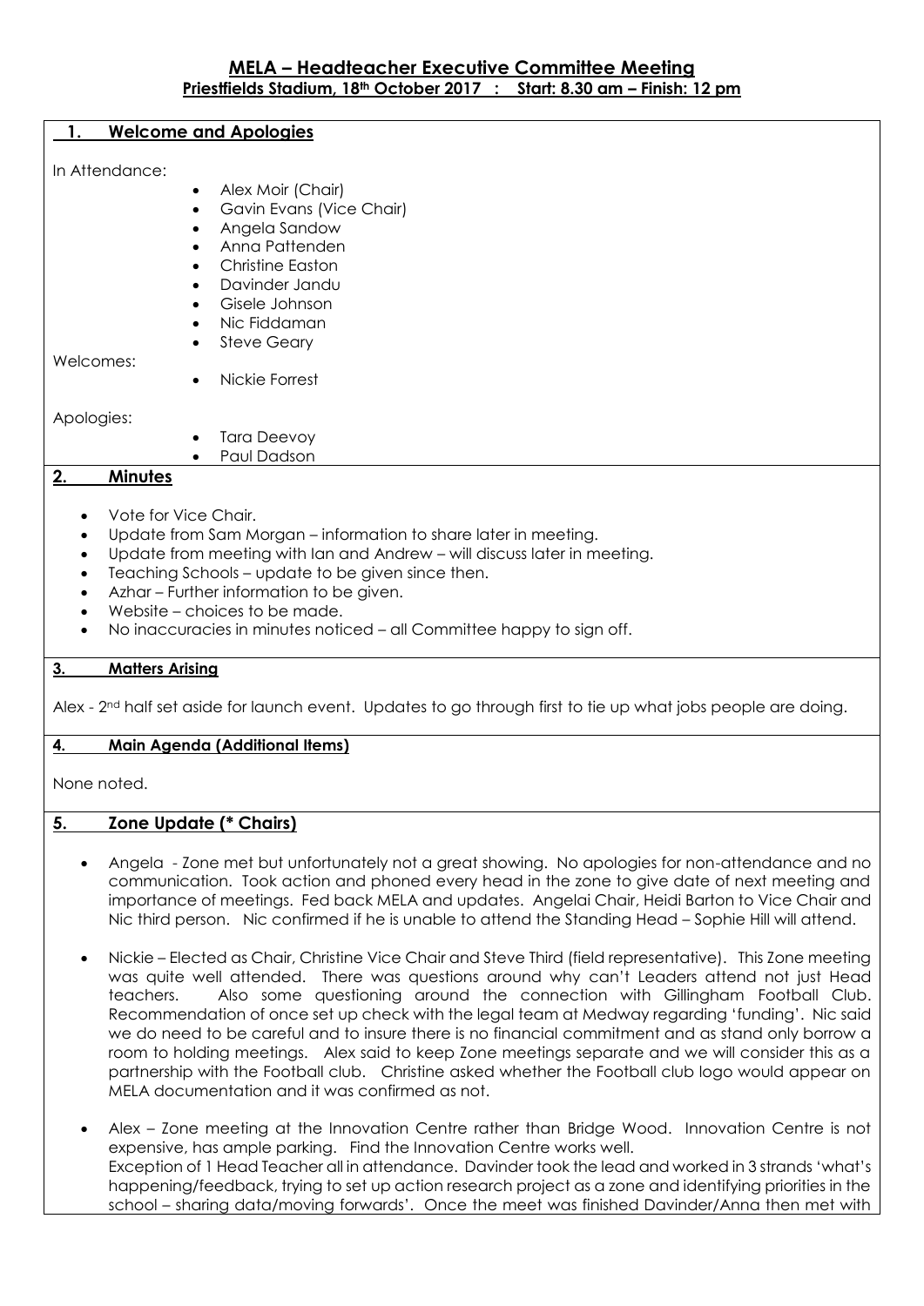# MELA – Headteacher Executive Committee Meeting

**Priestfields Stadium, 18th October 2017 : Start: 8.30 am – Finish: 12 pm**

## 1. Welcome and Apologies

In Attendance:

- Alex Moir (Chair)
- Gavin Evans (Vice Chair)
- Angela Sandow
- Anna Pattenden
- Christine Easton
- Davinder Jandu
- Gisele Johnson
- Nic Fiddaman
- Steve Geary

Welcomes:

- Nickie Forrest

Apologies:

- Tara Deevoy
- Paul Dadson

## 2. Minutes

- Vote for Vice Chair.
- Update from Sam Morgan – information to share later in meeting.
- Update from meeting with Ian and Andrew – will discuss later in meeting.
- Teaching Schools – update to be given since then.
- Azhar – Further information to be given.
- Website – choices to be made.
- No inaccuracies in minutes noticed – all Committee happy to sign off.

## 3. Matters Arising

Alex - 2nd half set aside for launch event. Updates to go through first to tie up what jobs people are doing.

## 4. Main Agenda (Additional Items)

None noted.

## 5. Zone Update (* Chairs)

- Angela - Zone met but unfortunately not a great showing. No apologies for non-attendance and no communication. Took action and phoned every head in the zone to give date of next meeting and importance of meetings. Fed back MELA and updates. Angelai Chair, Heidi Barton to Vice Chair and Nic third person. Nic confirmed if he is unable to attend the Standing Head – Sophie Hill will attend.

- Nickie – Elected as Chair, Christine Vice Chair and Steve Third (field representative). This Zone meeting was quite well attended. There was questions around why can't Leaders attend not just Head teachers. Also some questioning around the connection with Gillingham Football Club. Recommendation of once set up check with the legal team at Medway regarding 'funding'. Nic said we do need to be careful and to insure there is no financial commitment and as stand only borrow a room to holding meetings. Alex said to keep Zone meetings separate and we will consider this as a partnership with the Football club. Christine asked whether the Football club logo would appear on MELA documentation and it was confirmed as not.

- Alex – Zone meeting at the Innovation Centre rather than Bridge Wood. Innovation Centre is not expensive, has ample parking. Find the Innovation Centre works well.
  Exception of 1 Head Teacher all in attendance. Davinder took the lead and worked in 3 strands 'what's happening/feedback, trying to set up action research project as a zone and identifying priorities in the school – sharing data/moving forwards'. Once the meet was finished Davinder/Anna then met with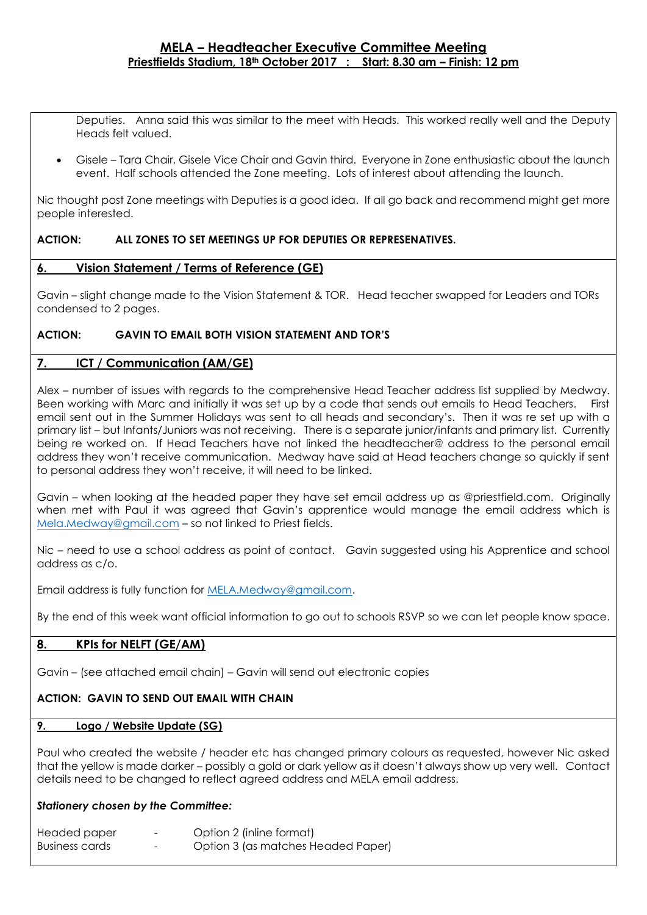Deputies. Anna said this was similar to the meet with Heads. This worked really well and the Deputy Heads felt valued.

- Gisele – Tara Chair, Gisele Vice Chair and Gavin third. Everyone in Zone enthusiastic about the launch event. Half schools attended the Zone meeting. Lots of interest about attending the launch.

Nic thought post Zone meetings with Deputies is a good idea. If all go back and recommend might get more people interested.

**ACTION: ALL ZONES TO SET MEETINGS UP FOR DEPUTIES OR REPRESENATIVES.**

## 6. Vision Statement / Terms of Reference (GE)

Gavin – slight change made to the Vision Statement & TOR. Head teacher swapped for Leaders and TORs condensed to 2 pages.

**ACTION: GAVIN TO EMAIL BOTH VISION STATEMENT AND TOR'S**

## 7. ICT / Communication (AM/GE)

Alex – number of issues with regards to the comprehensive Head Teacher address list supplied by Medway. Been working with Marc and initially it was set up by a code that sends out emails to Head Teachers. First email sent out in the Summer Holidays was sent to all heads and secondary's. Then it was re set up with a primary list – but Infants/Juniors was not receiving. There is a separate junior/infants and primary list. Currently being re worked on. If Head Teachers have not linked the headteacher@ address to the personal email address they won't receive communication. Medway have said at Head teachers change so quickly if sent to personal address they won't receive, it will need to be linked.

Gavin – when looking at the headed paper they have set email address up as @priestfield.com. Originally when met with Paul it was agreed that Gavin's apprentice would manage the email address which is Mela.Medway@gmail.com – so not linked to Priest fields.

Nic – need to use a school address as point of contact. Gavin suggested using his Apprentice and school address as c/o.

Email address is fully function for MELA.Medway@gmail.com.

By the end of this week want official information to go out to schools RSVP so we can let people know space.

## 8. KPIs for NELFT (GE/AM)

Gavin – (see attached email chain) – Gavin will send out electronic copies

**ACTION: GAVIN TO SEND OUT EMAIL WITH CHAIN**

## 9. Logo / Website Update (SG)

Paul who created the website / header etc has changed primary colours as requested, however Nic asked that the yellow is made darker – possibly a gold or dark yellow as it doesn't always show up very well. Contact details need to be changed to reflect agreed address and MELA email address.

***Stationery chosen by the Committee:***

| | | |
|---|---|---|
| Headed paper | - | Option 2 (inline format) |
| Business cards | - | Option 3 (as matches Headed Paper) |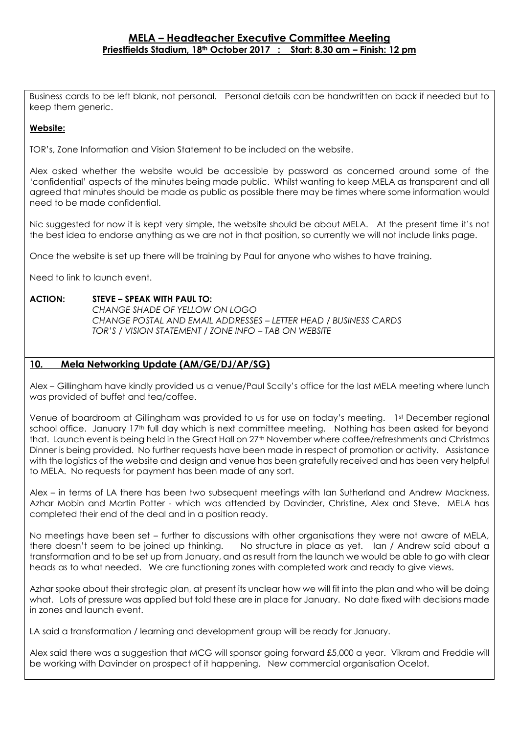## MELA – Headteacher Executive Committee Meeting

**Priestfields Stadium, 18th October 2017 : Start: 8.30 am – Finish: 12 pm**

Business cards to be left blank, not personal. Personal details can be handwritten on back if needed but to keep them generic.

**Website:**

TOR's, Zone Information and Vision Statement to be included on the website.

Alex asked whether the website would be accessible by password as concerned around some of the 'confidential' aspects of the minutes being made public. Whilst wanting to keep MELA as transparent and all agreed that minutes should be made as public as possible there may be times where some information would need to be made confidential.

Nic suggested for now it is kept very simple, the website should be about MELA. At the present time it's not the best idea to endorse anything as we are not in that position, so currently we will not include links page.

Once the website is set up there will be training by Paul for anyone who wishes to have training.

Need to link to launch event.

**ACTION: STEVE – SPEAK WITH PAUL TO:**
*CHANGE SHADE OF YELLOW ON LOGO*
*CHANGE POSTAL AND EMAIL ADDRESSES – LETTER HEAD / BUSINESS CARDS*
*TOR'S / VISION STATEMENT / ZONE INFO – TAB ON WEBSITE*

## 10. Mela Networking Update (AM/GE/DJ/AP/SG)

Alex – Gillingham have kindly provided us a venue/Paul Scally's office for the last MELA meeting where lunch was provided of buffet and tea/coffee.

Venue of boardroom at Gillingham was provided to us for use on today's meeting. 1st December regional school office. January 17th full day which is next committee meeting. Nothing has been asked for beyond that. Launch event is being held in the Great Hall on 27th November where coffee/refreshments and Christmas Dinner is being provided. No further requests have been made in respect of promotion or activity. Assistance with the logistics of the website and design and venue has been gratefully received and has been very helpful to MELA. No requests for payment has been made of any sort.

Alex – in terms of LA there has been two subsequent meetings with Ian Sutherland and Andrew Mackness, Azhar Mobin and Martin Potter - which was attended by Davinder, Christine, Alex and Steve. MELA has completed their end of the deal and in a position ready.

No meetings have been set – further to discussions with other organisations they were not aware of MELA, there doesn't seem to be joined up thinking. No structure in place as yet. Ian / Andrew said about a transformation and to be set up from January, and as result from the launch we would be able to go with clear heads as to what needed. We are functioning zones with completed work and ready to give views.

Azhar spoke about their strategic plan, at present its unclear how we will fit into the plan and who will be doing what. Lots of pressure was applied but told these are in place for January. No date fixed with decisions made in zones and launch event.

LA said a transformation / learning and development group will be ready for January.

Alex said there was a suggestion that MCG will sponsor going forward £5,000 a year. Vikram and Freddie will be working with Davinder on prospect of it happening. New commercial organisation Ocelot.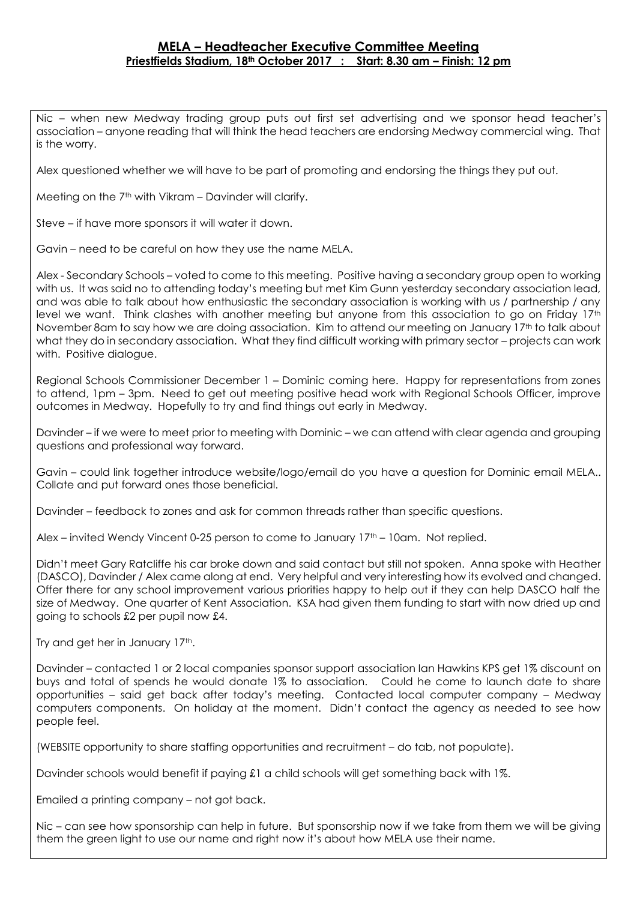## MELA – Headteacher Executive Committee Meeting

**Priestfields Stadium, 18th October 2017 : Start: 8.30 am – Finish: 12 pm**

Nic – when new Medway trading group puts out first set advertising and we sponsor head teacher's association – anyone reading that will think the head teachers are endorsing Medway commercial wing. That is the worry.

Alex questioned whether we will have to be part of promoting and endorsing the things they put out.

Meeting on the 7th with Vikram – Davinder will clarify.

Steve – if have more sponsors it will water it down.

Gavin – need to be careful on how they use the name MELA.

Alex - Secondary Schools – voted to come to this meeting. Positive having a secondary group open to working with us. It was said no to attending today's meeting but met Kim Gunn yesterday secondary association lead, and was able to talk about how enthusiastic the secondary association is working with us / partnership / any level we want. Think clashes with another meeting but anyone from this association to go on Friday 17th November 8am to say how we are doing association. Kim to attend our meeting on January 17th to talk about what they do in secondary association. What they find difficult working with primary sector – projects can work with. Positive dialogue.

Regional Schools Commissioner December 1 – Dominic coming here. Happy for representations from zones to attend, 1pm – 3pm. Need to get out meeting positive head work with Regional Schools Officer, improve outcomes in Medway. Hopefully to try and find things out early in Medway.

Davinder – if we were to meet prior to meeting with Dominic – we can attend with clear agenda and grouping questions and professional way forward.

Gavin – could link together introduce website/logo/email do you have a question for Dominic email MELA.. Collate and put forward ones those beneficial.

Davinder – feedback to zones and ask for common threads rather than specific questions.

Alex – invited Wendy Vincent 0-25 person to come to January 17th – 10am. Not replied.

Didn't meet Gary Ratcliffe his car broke down and said contact but still not spoken. Anna spoke with Heather (DASCO), Davinder / Alex came along at end. Very helpful and very interesting how its evolved and changed. Offer there for any school improvement various priorities happy to help out if they can help DASCO half the size of Medway. One quarter of Kent Association. KSA had given them funding to start with now dried up and going to schools £2 per pupil now £4.

Try and get her in January 17th.

Davinder – contacted 1 or 2 local companies sponsor support association Ian Hawkins KPS get 1% discount on buys and total of spends he would donate 1% to association. Could he come to launch date to share opportunities – said get back after today's meeting. Contacted local computer company – Medway computers components. On holiday at the moment. Didn't contact the agency as needed to see how people feel.

(WEBSITE opportunity to share staffing opportunities and recruitment – do tab, not populate).

Davinder schools would benefit if paying £1 a child schools will get something back with 1%.

Emailed a printing company – not got back.

Nic – can see how sponsorship can help in future. But sponsorship now if we take from them we will be giving them the green light to use our name and right now it's about how MELA use their name.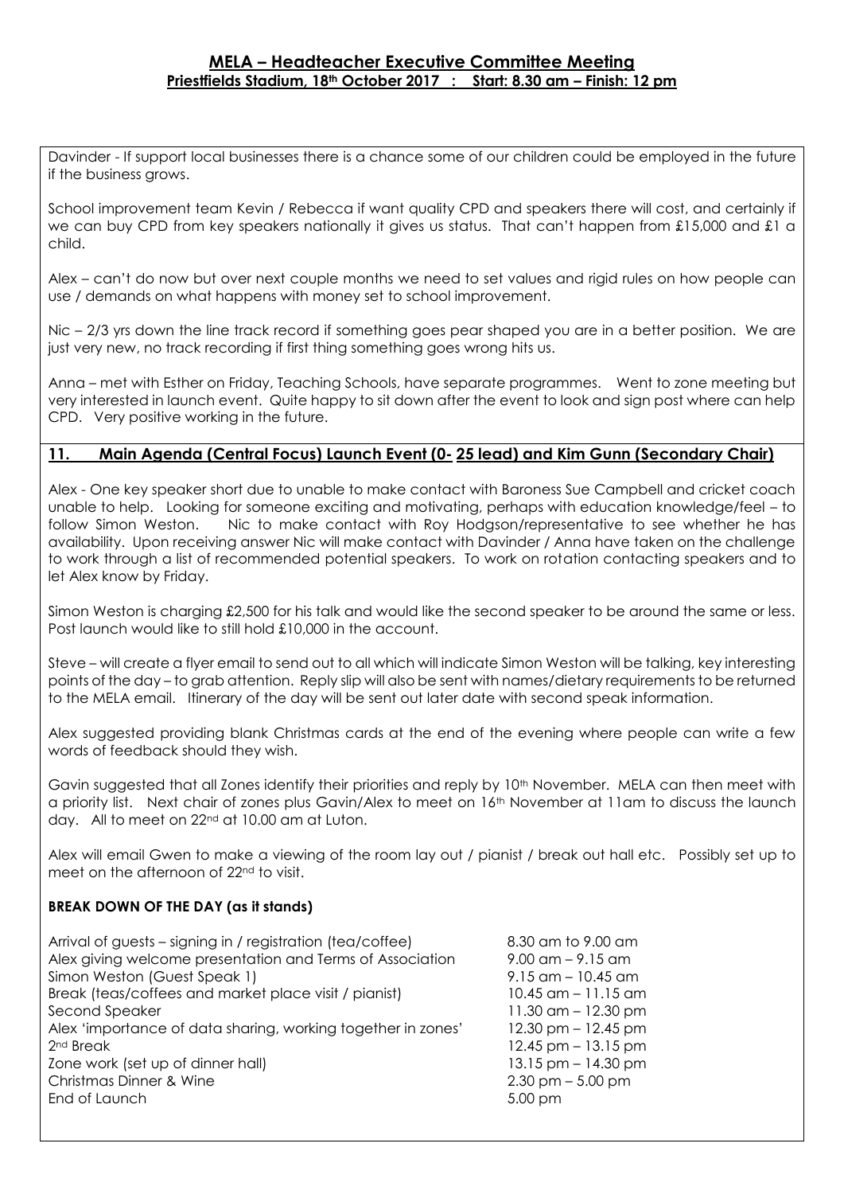## MELA – Headteacher Executive Committee Meeting

**Priestfields Stadium, 18th October 2017 : Start: 8.30 am – Finish: 12 pm**

Davinder - If support local businesses there is a chance some of our children could be employed in the future if the business grows.

School improvement team Kevin / Rebecca if want quality CPD and speakers there will cost, and certainly if we can buy CPD from key speakers nationally it gives us status. That can't happen from £15,000 and £1 a child.

Alex – can't do now but over next couple months we need to set values and rigid rules on how people can use / demands on what happens with money set to school improvement.

Nic – 2/3 yrs down the line track record if something goes pear shaped you are in a better position. We are just very new, no track recording if first thing something goes wrong hits us.

Anna – met with Esther on Friday, Teaching Schools, have separate programmes. Went to zone meeting but very interested in launch event. Quite happy to sit down after the event to look and sign post where can help CPD. Very positive working in the future.

### 11. Main Agenda (Central Focus) Launch Event (0- 25 lead) and Kim Gunn (Secondary Chair)

Alex - One key speaker short due to unable to make contact with Baroness Sue Campbell and cricket coach unable to help. Looking for someone exciting and motivating, perhaps with education knowledge/feel – to follow Simon Weston. Nic to make contact with Roy Hodgson/representative to see whether he has availability. Upon receiving answer Nic will make contact with Davinder / Anna have taken on the challenge to work through a list of recommended potential speakers. To work on rotation contacting speakers and to let Alex know by Friday.

Simon Weston is charging £2,500 for his talk and would like the second speaker to be around the same or less. Post launch would like to still hold £10,000 in the account.

Steve – will create a flyer email to send out to all which will indicate Simon Weston will be talking, key interesting points of the day – to grab attention. Reply slip will also be sent with names/dietary requirements to be returned to the MELA email. Itinerary of the day will be sent out later date with second speak information.

Alex suggested providing blank Christmas cards at the end of the evening where people can write a few words of feedback should they wish.

Gavin suggested that all Zones identify their priorities and reply by 10th November. MELA can then meet with a priority list. Next chair of zones plus Gavin/Alex to meet on 16th November at 11am to discuss the launch day. All to meet on 22nd at 10.00 am at Luton.

Alex will email Gwen to make a viewing of the room lay out / pianist / break out hall etc. Possibly set up to meet on the afternoon of 22nd to visit.

**BREAK DOWN OF THE DAY (as it stands)**

| | |
|---|---|
| Arrival of guests – signing in / registration (tea/coffee) | 8.30 am to 9.00 am |
| Alex giving welcome presentation and Terms of Association | 9.00 am – 9.15 am |
| Simon Weston (Guest Speak 1) | 9.15 am – 10.45 am |
| Break (teas/coffees and market place visit / pianist) | 10.45 am – 11.15 am |
| Second Speaker | 11.30 am – 12.30 pm |
| Alex 'importance of data sharing, working together in zones' | 12.30 pm – 12.45 pm |
| 2nd Break | 12.45 pm – 13.15 pm |
| Zone work (set up of dinner hall) | 13.15 pm – 14.30 pm |
| Christmas Dinner & Wine | 2.30 pm – 5.00 pm |
| End of Launch | 5.00 pm |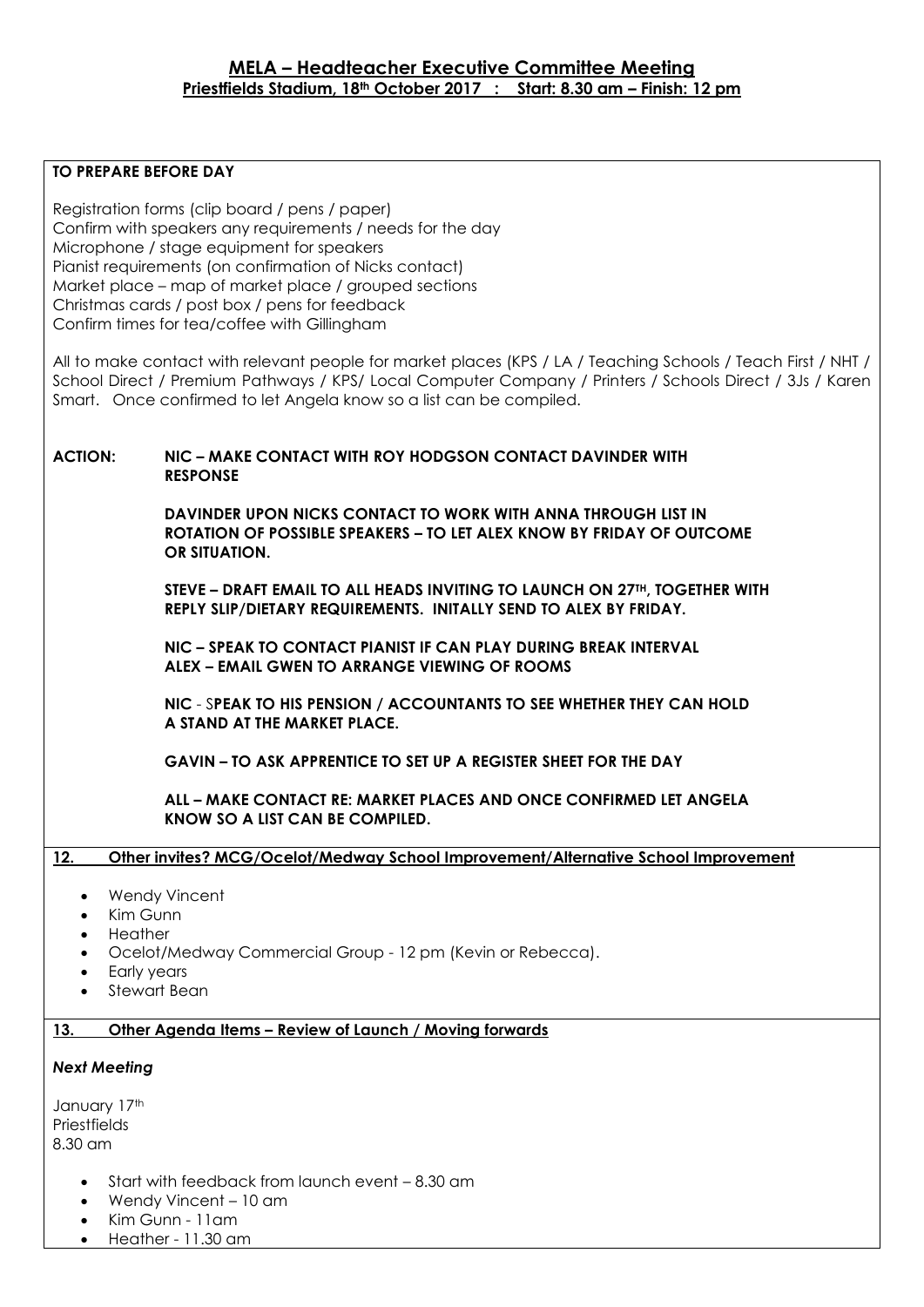## MELA – Headteacher Executive Committee Meeting

**Priestfields Stadium, 18th October 2017 : Start: 8.30 am – Finish: 12 pm**

**TO PREPARE BEFORE DAY**

Registration forms (clip board / pens / paper)
Confirm with speakers any requirements / needs for the day
Microphone / stage equipment for speakers
Pianist requirements (on confirmation of Nicks contact)
Market place – map of market place / grouped sections
Christmas cards / post box / pens for feedback
Confirm times for tea/coffee with Gillingham

All to make contact with relevant people for market places (KPS / LA / Teaching Schools / Teach First / NHT / School Direct / Premium Pathways / KPS/ Local Computer Company / Printers / Schools Direct / 3Js / Karen Smart. Once confirmed to let Angela know so a list can be compiled.

**ACTION: NIC – MAKE CONTACT WITH ROY HODGSON CONTACT DAVINDER WITH RESPONSE**

**DAVINDER UPON NICKS CONTACT TO WORK WITH ANNA THROUGH LIST IN ROTATION OF POSSIBLE SPEAKERS – TO LET ALEX KNOW BY FRIDAY OF OUTCOME OR SITUATION.**

**STEVE – DRAFT EMAIL TO ALL HEADS INVITING TO LAUNCH ON 27TH, TOGETHER WITH REPLY SLIP/DIETARY REQUIREMENTS. INITALLY SEND TO ALEX BY FRIDAY.**

**NIC – SPEAK TO CONTACT PIANIST IF CAN PLAY DURING BREAK INTERVAL**
**ALEX – EMAIL GWEN TO ARRANGE VIEWING OF ROOMS**

**NIC - SPEAK TO HIS PENSION / ACCOUNTANTS TO SEE WHETHER THEY CAN HOLD A STAND AT THE MARKET PLACE.**

**GAVIN – TO ASK APPRENTICE TO SET UP A REGISTER SHEET FOR THE DAY**

**ALL – MAKE CONTACT RE: MARKET PLACES AND ONCE CONFIRMED LET ANGELA KNOW SO A LIST CAN BE COMPILED.**

**12. Other invites? MCG/Ocelot/Medway School Improvement/Alternative School Improvement**

- Wendy Vincent
- Kim Gunn
- Heather
- Ocelot/Medway Commercial Group - 12 pm (Kevin or Rebecca).
- Early years
- Stewart Bean

**13. Other Agenda Items – Review of Launch / Moving forwards**

***Next Meeting***

January 17th
Priestfields
8.30 am

- Start with feedback from launch event – 8.30 am
- Wendy Vincent – 10 am
- Kim Gunn - 11am
- Heather - 11.30 am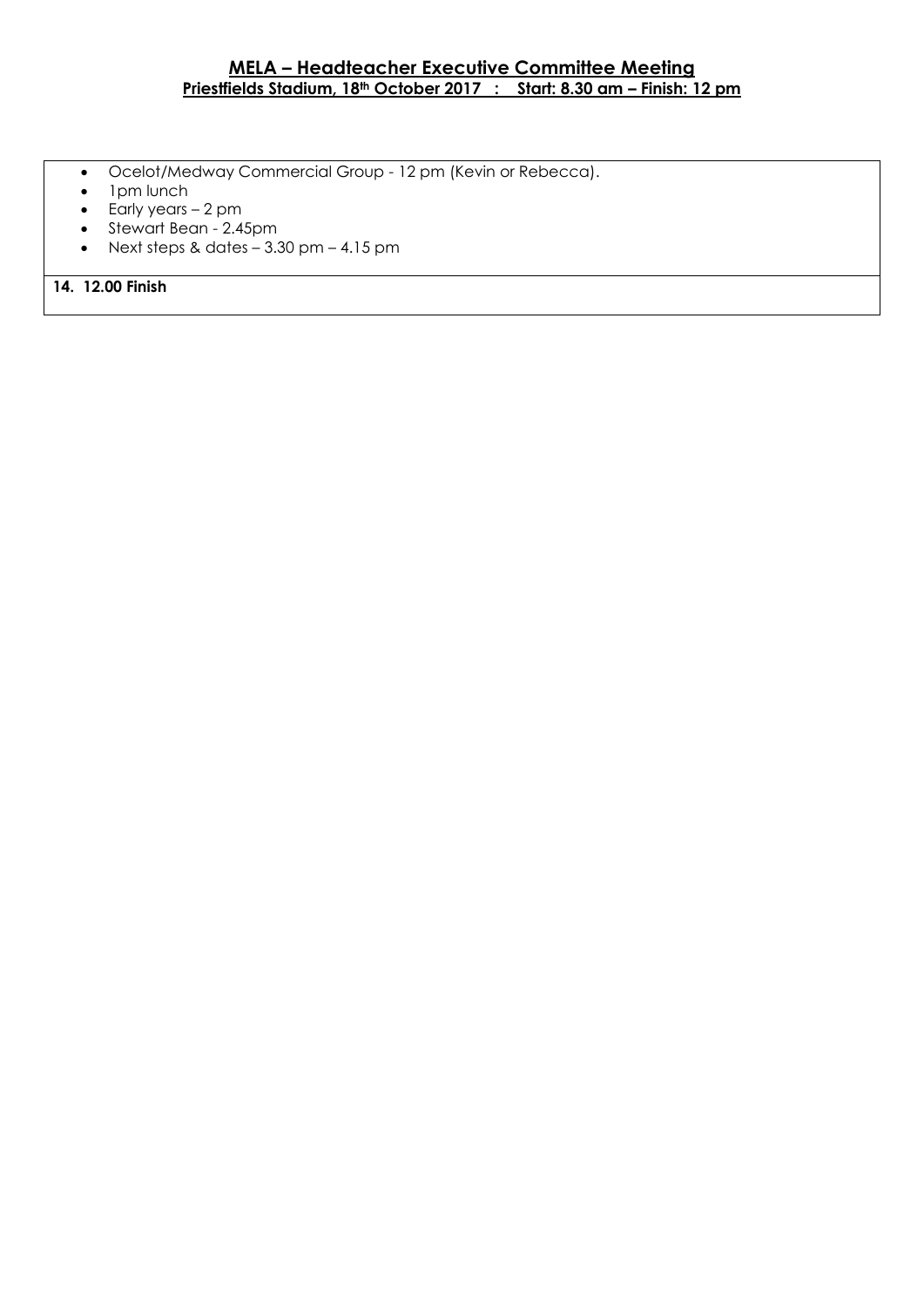## MELA – Headteacher Executive Committee Meeting

**Priestfields Stadium, 18th October 2017 : Start: 8.30 am – Finish: 12 pm**

- Ocelot/Medway Commercial Group - 12 pm (Kevin or Rebecca).
- 1pm lunch
- Early years – 2 pm
- Stewart Bean - 2.45pm
- Next steps & dates – 3.30 pm – 4.15 pm

**14. 12.00 Finish**